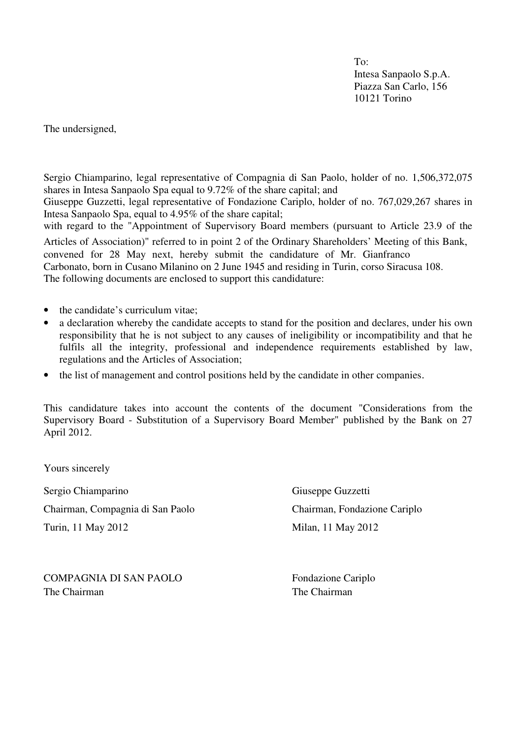To:
Intesa Sanpaolo S.p.A.
Piazza San Carlo, 156
10121 Torino

The undersigned,

Sergio Chiamparino, legal representative of Compagnia di San Paolo, holder of no. 1,506,372,075 shares in Intesa Sanpaolo Spa equal to 9.72% of the share capital; and
Giuseppe Guzzetti, legal representative of Fondazione Cariplo, holder of no. 767,029,267 shares in Intesa Sanpaolo Spa, equal to 4.95% of the share capital;
with regard to the "Appointment of Supervisory Board members (pursuant to Article 23.9 of the Articles of Association)" referred to in point 2 of the Ordinary Shareholders' Meeting of this Bank, convened for 28 May next, hereby submit the candidature of Mr. Gianfranco Carbonato, born in Cusano Milanino on 2 June 1945 and residing in Turin, corso Siracusa 108.
The following documents are enclosed to support this candidature:

- the candidate's curriculum vitae;
- a declaration whereby the candidate accepts to stand for the position and declares, under his own responsibility that he is not subject to any causes of ineligibility or incompatibility and that he fulfils all the integrity, professional and independence requirements established by law, regulations and the Articles of Association;
- the list of management and control positions held by the candidate in other companies.

This candidature takes into account the contents of the document "Considerations from the Supervisory Board - Substitution of a Supervisory Board Member" published by the Bank on 27 April 2012.

Yours sincerely

Sergio Chiamparino
Chairman, Compagnia di San Paolo
Turin, 11 May 2012

Giuseppe Guzzetti
Chairman, Fondazione Cariplo
Milan, 11 May 2012

COMPAGNIA DI SAN PAOLO
The Chairman

Fondazione Cariplo
The Chairman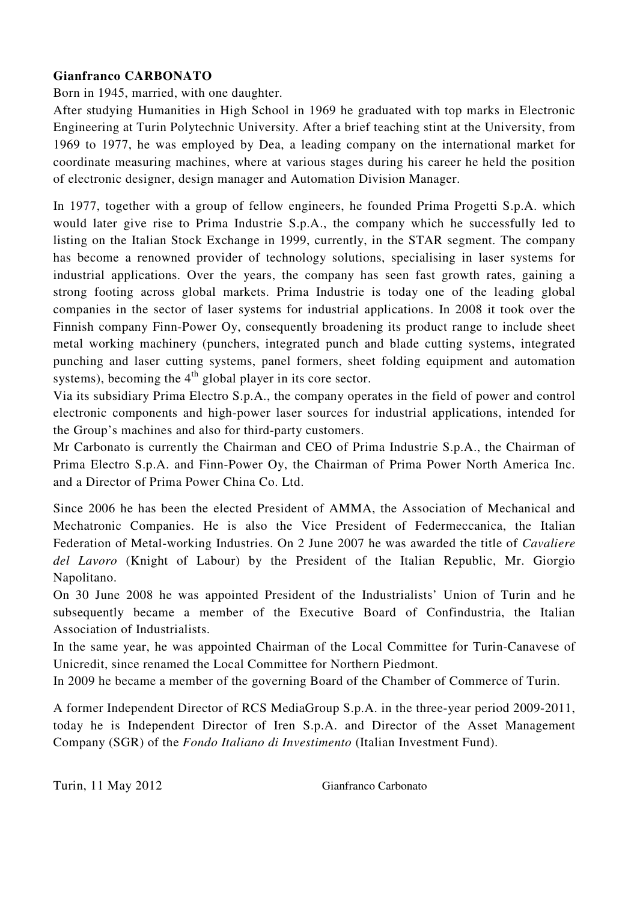**Gianfranco CARBONATO**

Born in 1945, married, with one daughter.

After studying Humanities in High School in 1969 he graduated with top marks in Electronic Engineering at Turin Polytechnic University. After a brief teaching stint at the University, from 1969 to 1977, he was employed by Dea, a leading company on the international market for coordinate measuring machines, where at various stages during his career he held the position of electronic designer, design manager and Automation Division Manager.

In 1977, together with a group of fellow engineers, he founded Prima Progetti S.p.A. which would later give rise to Prima Industrie S.p.A., the company which he successfully led to listing on the Italian Stock Exchange in 1999, currently, in the STAR segment. The company has become a renowned provider of technology solutions, specialising in laser systems for industrial applications. Over the years, the company has seen fast growth rates, gaining a strong footing across global markets. Prima Industrie is today one of the leading global companies in the sector of laser systems for industrial applications. In 2008 it took over the Finnish company Finn-Power Oy, consequently broadening its product range to include sheet metal working machinery (punchers, integrated punch and blade cutting systems, integrated punching and laser cutting systems, panel formers, sheet folding equipment and automation systems), becoming the 4th global player in its core sector.

Via its subsidiary Prima Electro S.p.A., the company operates in the field of power and control electronic components and high-power laser sources for industrial applications, intended for the Group's machines and also for third-party customers.

Mr Carbonato is currently the Chairman and CEO of Prima Industrie S.p.A., the Chairman of Prima Electro S.p.A. and Finn-Power Oy, the Chairman of Prima Power North America Inc. and a Director of Prima Power China Co. Ltd.

Since 2006 he has been the elected President of AMMA, the Association of Mechanical and Mechatronic Companies. He is also the Vice President of Federmeccanica, the Italian Federation of Metal-working Industries. On 2 June 2007 he was awarded the title of *Cavaliere del Lavoro* (Knight of Labour) by the President of the Italian Republic, Mr. Giorgio Napolitano.

On 30 June 2008 he was appointed President of the Industrialists' Union of Turin and he subsequently became a member of the Executive Board of Confindustria, the Italian Association of Industrialists.

In the same year, he was appointed Chairman of the Local Committee for Turin-Canavese of Unicredit, since renamed the Local Committee for Northern Piedmont.

In 2009 he became a member of the governing Board of the Chamber of Commerce of Turin.

A former Independent Director of RCS MediaGroup S.p.A. in the three-year period 2009-2011, today he is Independent Director of Iren S.p.A. and Director of the Asset Management Company (SGR) of the *Fondo Italiano di Investimento* (Italian Investment Fund).

Turin, 11 May 2012 Gianfranco Carbonato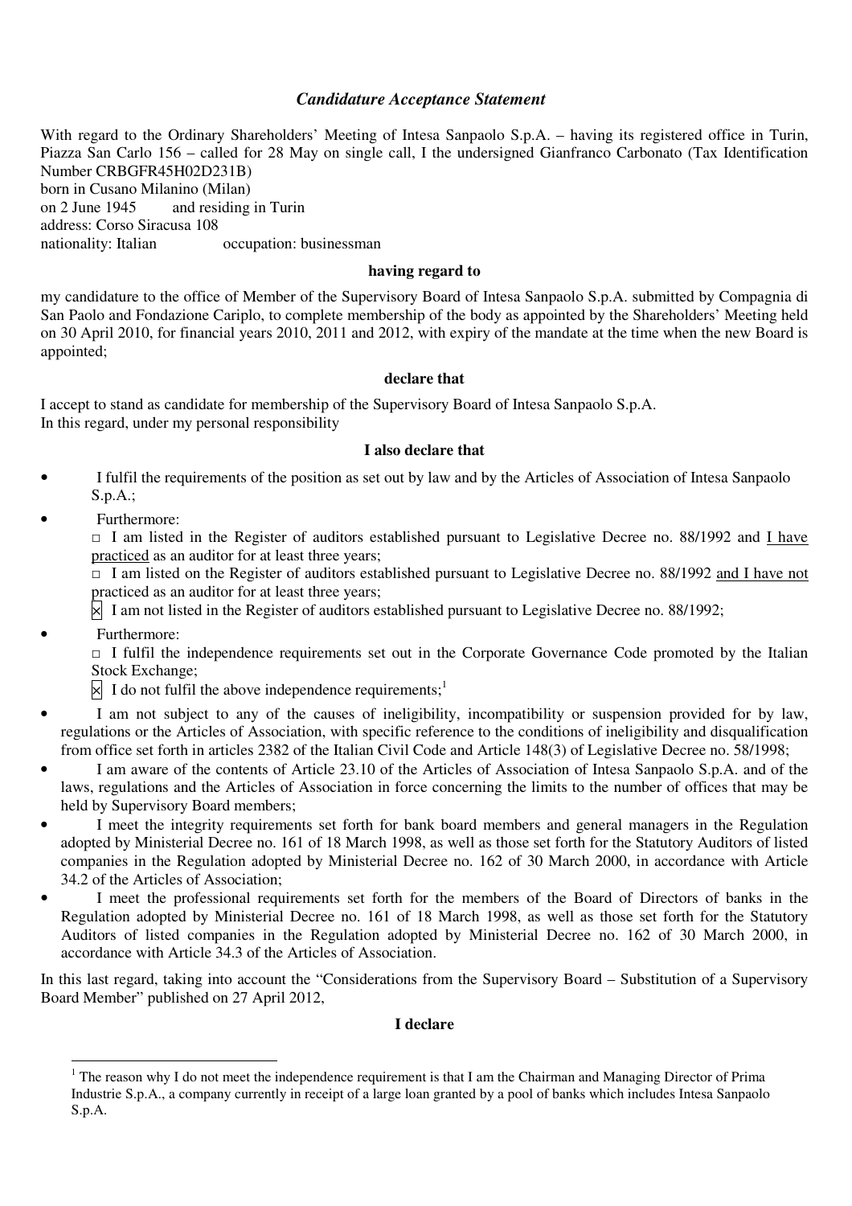### *Candidature Acceptance Statement*

With regard to the Ordinary Shareholders' Meeting of Intesa Sanpaolo S.p.A. – having its registered office in Turin, Piazza San Carlo 156 – called for 28 May on single call, I the undersigned Gianfranco Carbonato (Tax Identification Number CRBGFR45H02D231B)
born in Cusano Milanino (Milan)
on 2 June 1945 and residing in Turin
address: Corso Siracusa 108
nationality: Italian occupation: businessman

**having regard to**

my candidature to the office of Member of the Supervisory Board of Intesa Sanpaolo S.p.A. submitted by Compagnia di San Paolo and Fondazione Cariplo, to complete membership of the body as appointed by the Shareholders' Meeting held on 30 April 2010, for financial years 2010, 2011 and 2012, with expiry of the mandate at the time when the new Board is appointed;

**declare that**

I accept to stand as candidate for membership of the Supervisory Board of Intesa Sanpaolo S.p.A.
In this regard, under my personal responsibility

**I also declare that**

- I fulfil the requirements of the position as set out by law and by the Articles of Association of Intesa Sanpaolo S.p.A.;
- Furthermore:
  □ I am listed in the Register of auditors established pursuant to Legislative Decree no. 88/1992 and I have practiced as an auditor for at least three years;
  □ I am listed on the Register of auditors established pursuant to Legislative Decree no. 88/1992 and I have not practiced as an auditor for at least three years;
  ☒ I am not listed in the Register of auditors established pursuant to Legislative Decree no. 88/1992;
- Furthermore:
  □ I fulfil the independence requirements set out in the Corporate Governance Code promoted by the Italian Stock Exchange;
  ☒ I do not fulfil the above independence requirements;[1]
- I am not subject to any of the causes of ineligibility, incompatibility or suspension provided for by law, regulations or the Articles of Association, with specific reference to the conditions of ineligibility and disqualification from office set forth in articles 2382 of the Italian Civil Code and Article 148(3) of Legislative Decree no. 58/1998;
- I am aware of the contents of Article 23.10 of the Articles of Association of Intesa Sanpaolo S.p.A. and of the laws, regulations and the Articles of Association in force concerning the limits to the number of offices that may be held by Supervisory Board members;
- I meet the integrity requirements set forth for bank board members and general managers in the Regulation adopted by Ministerial Decree no. 161 of 18 March 1998, as well as those set forth for the Statutory Auditors of listed companies in the Regulation adopted by Ministerial Decree no. 162 of 30 March 2000, in accordance with Article 34.2 of the Articles of Association;
- I meet the professional requirements set forth for the members of the Board of Directors of banks in the Regulation adopted by Ministerial Decree no. 161 of 18 March 1998, as well as those set forth for the Statutory Auditors of listed companies in the Regulation adopted by Ministerial Decree no. 162 of 30 March 2000, in accordance with Article 34.3 of the Articles of Association.

In this last regard, taking into account the "Considerations from the Supervisory Board – Substitution of a Supervisory Board Member" published on 27 April 2012,

**I declare**

---

[1] The reason why I do not meet the independence requirement is that I am the Chairman and Managing Director of Prima Industrie S.p.A., a company currently in receipt of a large loan granted by a pool of banks which includes Intesa Sanpaolo S.p.A.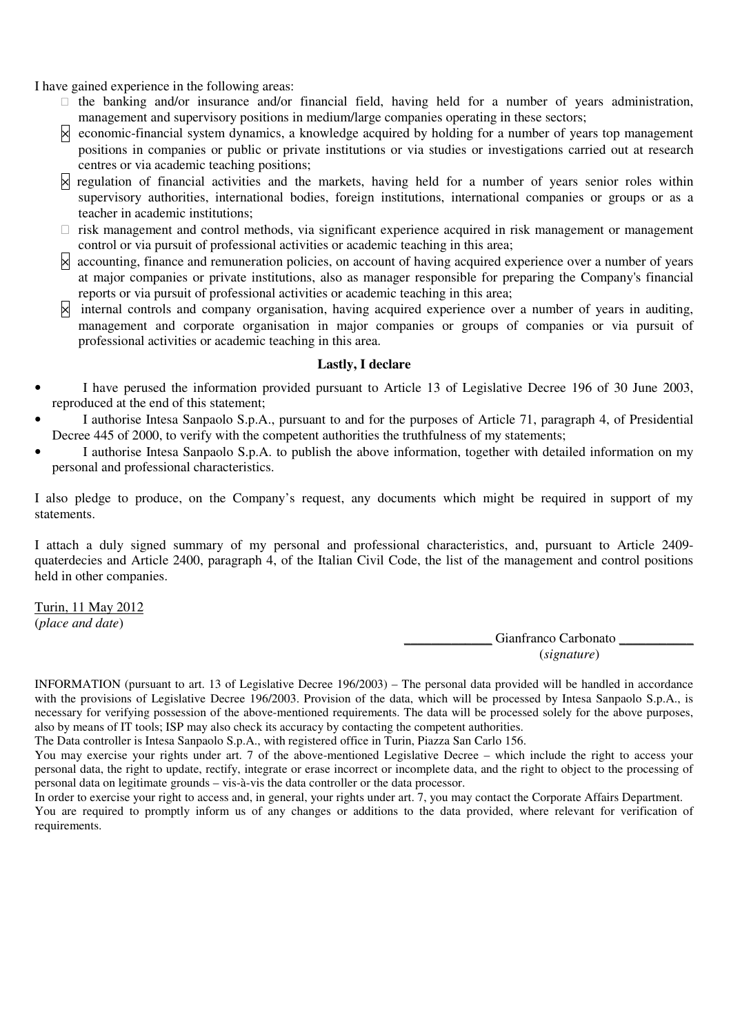I have gained experience in the following areas:

- ☐ the banking and/or insurance and/or financial field, having held for a number of years administration, management and supervisory positions in medium/large companies operating in these sectors;
- ☒ economic-financial system dynamics, a knowledge acquired by holding for a number of years top management positions in companies or public or private institutions or via studies or investigations carried out at research centres or via academic teaching positions;
- ☒ regulation of financial activities and the markets, having held for a number of years senior roles within supervisory authorities, international bodies, foreign institutions, international companies or groups or as a teacher in academic institutions;
- ☐ risk management and control methods, via significant experience acquired in risk management or management control or via pursuit of professional activities or academic teaching in this area;
- ☒ accounting, finance and remuneration policies, on account of having acquired experience over a number of years at major companies or private institutions, also as manager responsible for preparing the Company's financial reports or via pursuit of professional activities or academic teaching in this area;
- ☒ internal controls and company organisation, having acquired experience over a number of years in auditing, management and corporate organisation in major companies or groups of companies or via pursuit of professional activities or academic teaching in this area.

**Lastly, I declare**

- I have perused the information provided pursuant to Article 13 of Legislative Decree 196 of 30 June 2003, reproduced at the end of this statement;
- I authorise Intesa Sanpaolo S.p.A., pursuant to and for the purposes of Article 71, paragraph 4, of Presidential Decree 445 of 2000, to verify with the competent authorities the truthfulness of my statements;
- I authorise Intesa Sanpaolo S.p.A. to publish the above information, together with detailed information on my personal and professional characteristics.

I also pledge to produce, on the Company's request, any documents which might be required in support of my statements.

I attach a duly signed summary of my personal and professional characteristics, and, pursuant to Article 2409-quaterdecies and Article 2400, paragraph 4, of the Italian Civil Code, the list of the management and control positions held in other companies.

Turin, 11 May 2012
(*place and date*)

_____________ Gianfranco Carbonato ___________
(*signature*)

INFORMATION (pursuant to art. 13 of Legislative Decree 196/2003) – The personal data provided will be handled in accordance with the provisions of Legislative Decree 196/2003. Provision of the data, which will be processed by Intesa Sanpaolo S.p.A., is necessary for verifying possession of the above-mentioned requirements. The data will be processed solely for the above purposes, also by means of IT tools; ISP may also check its accuracy by contacting the competent authorities.
The Data controller is Intesa Sanpaolo S.p.A., with registered office in Turin, Piazza San Carlo 156.
You may exercise your rights under art. 7 of the above-mentioned Legislative Decree – which include the right to access your personal data, the right to update, rectify, integrate or erase incorrect or incomplete data, and the right to object to the processing of personal data on legitimate grounds – vis-à-vis the data controller or the data processor.
In order to exercise your right to access and, in general, your rights under art. 7, you may contact the Corporate Affairs Department.
You are required to promptly inform us of any changes or additions to the data provided, where relevant for verification of requirements.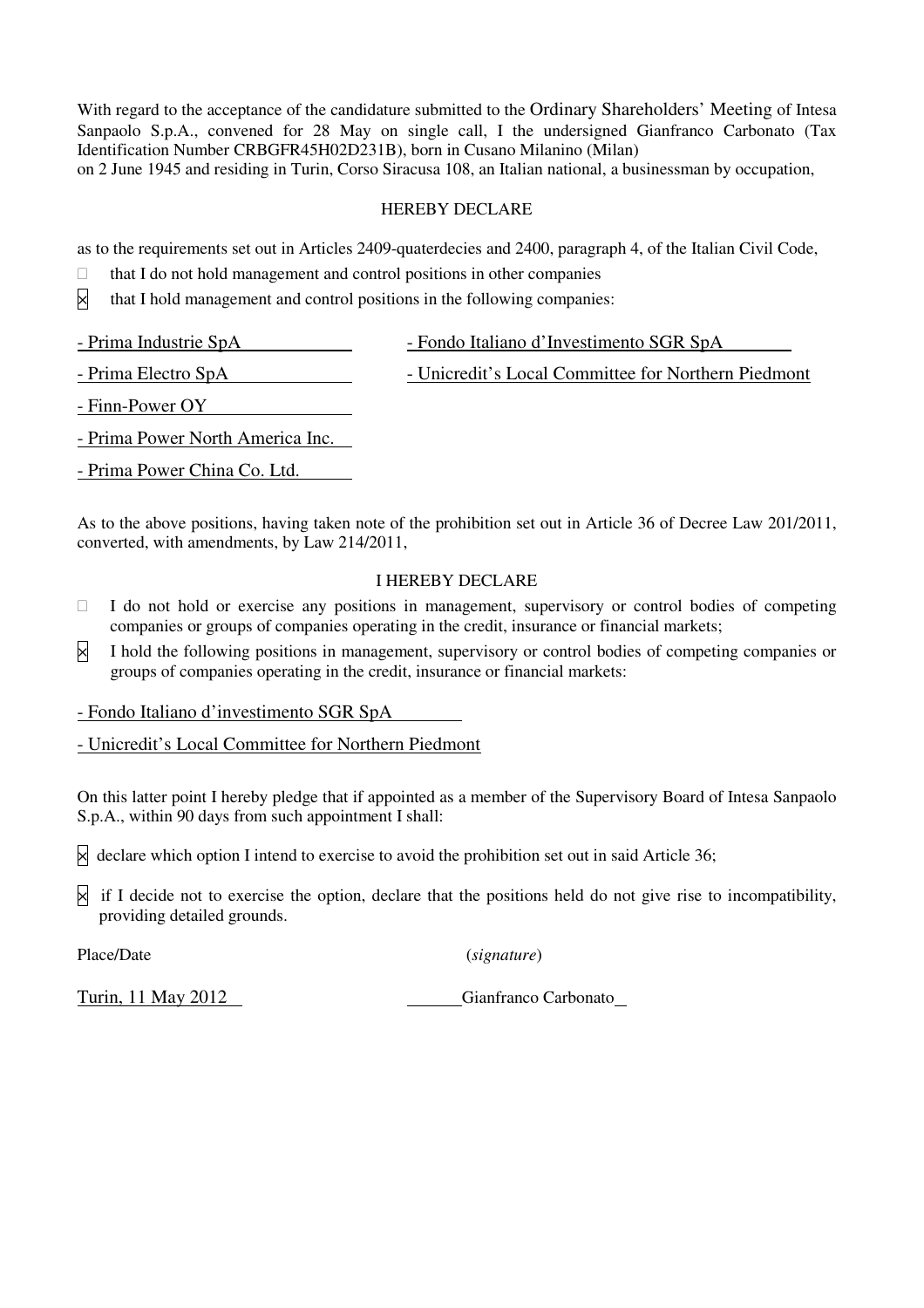With regard to the acceptance of the candidature submitted to the Ordinary Shareholders' Meeting of Intesa Sanpaolo S.p.A., convened for 28 May on single call, I the undersigned Gianfranco Carbonato (Tax Identification Number CRBGFR45H02D231B), born in Cusano Milanino (Milan) on 2 June 1945 and residing in Turin, Corso Siracusa 108, an Italian national, a businessman by occupation,

HEREBY DECLARE

as to the requirements set out in Articles 2409-quaterdecies and 2400, paragraph 4, of the Italian Civil Code,

- ☐ that I do not hold management and control positions in other companies
- ☒ that I hold management and control positions in the following companies:

- Prima Industrie SpA
- Prima Electro SpA
- Finn-Power OY
- Prima Power North America Inc.
- Prima Power China Co. Ltd.
- Fondo Italiano d'Investimento SGR SpA
- Unicredit's Local Committee for Northern Piedmont

As to the above positions, having taken note of the prohibition set out in Article 36 of Decree Law 201/2011, converted, with amendments, by Law 214/2011,

I HEREBY DECLARE

- ☐ I do not hold or exercise any positions in management, supervisory or control bodies of competing companies or groups of companies operating in the credit, insurance or financial markets;
- ☒ I hold the following positions in management, supervisory or control bodies of competing companies or groups of companies operating in the credit, insurance or financial markets:

- Fondo Italiano d'investimento SGR SpA
- Unicredit's Local Committee for Northern Piedmont

On this latter point I hereby pledge that if appointed as a member of the Supervisory Board of Intesa Sanpaolo S.p.A., within 90 days from such appointment I shall:

- ☒ declare which option I intend to exercise to avoid the prohibition set out in said Article 36;
- ☒ if I decide not to exercise the option, declare that the positions held do not give rise to incompatibility, providing detailed grounds.

Place/Date (*signature*)

Turin, 11 May 2012 Gianfranco Carbonato